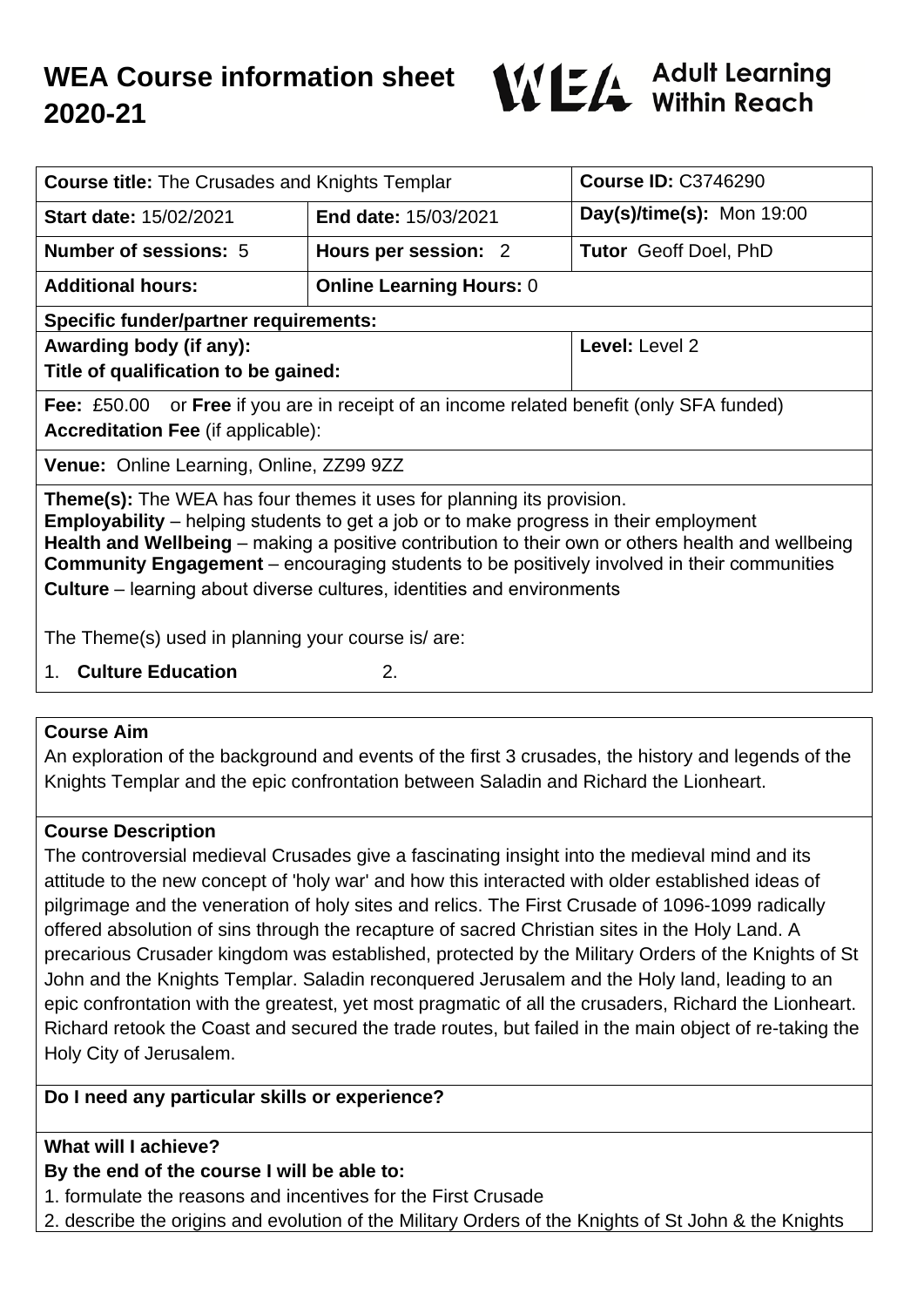# WEA Course information sheet 2020-21

**Adult Learning Within Reach**

| **Course title:** The Crusades and Knights Templar | | **Course ID:** C3746290 |
|---|---|---|
| **Start date:** 15/02/2021 | **End date:** 15/03/2021 | **Day(s)/time(s):** Mon 19:00 |
| **Number of sessions:** 5 | **Hours per session:** 2 | **Tutor** Geoff Doel, PhD |
| **Additional hours:** | **Online Learning Hours:** 0 | |
| **Specific funder/partner requirements:** | | |
| **Awarding body (if any):** **Title of qualification to be gained:** | | **Level:** Level 2 |
| **Fee:** £50.00 or **Free** if you are in receipt of an income related benefit (only SFA funded) **Accreditation Fee** (if applicable): | | |
| **Venue:** Online Learning, Online, ZZ99 9ZZ | | |

**Theme(s):** The WEA has four themes it uses for planning its provision.
**Employability** – helping students to get a job or to make progress in their employment
**Health and Wellbeing** – making a positive contribution to their own or others health and wellbeing
**Community Engagement** – encouraging students to be positively involved in their communities
**Culture** – learning about diverse cultures, identities and environments

The Theme(s) used in planning your course is/ are:

1. **Culture Education**
2.

## Course Aim

An exploration of the background and events of the first 3 crusades, the history and legends of the Knights Templar and the epic confrontation between Saladin and Richard the Lionheart.

## Course Description

The controversial medieval Crusades give a fascinating insight into the medieval mind and its attitude to the new concept of 'holy war' and how this interacted with older established ideas of pilgrimage and the veneration of holy sites and relics. The First Crusade of 1096-1099 radically offered absolution of sins through the recapture of sacred Christian sites in the Holy Land. A precarious Crusader kingdom was established, protected by the Military Orders of the Knights of St John and the Knights Templar. Saladin reconquered Jerusalem and the Holy land, leading to an epic confrontation with the greatest, yet most pragmatic of all the crusaders, Richard the Lionheart. Richard retook the Coast and secured the trade routes, but failed in the main object of re-taking the Holy City of Jerusalem.

## Do I need any particular skills or experience?

## What will I achieve?

**By the end of the course I will be able to:**

1. formulate the reasons and incentives for the First Crusade
2. describe the origins and evolution of the Military Orders of the Knights of St John & the Knights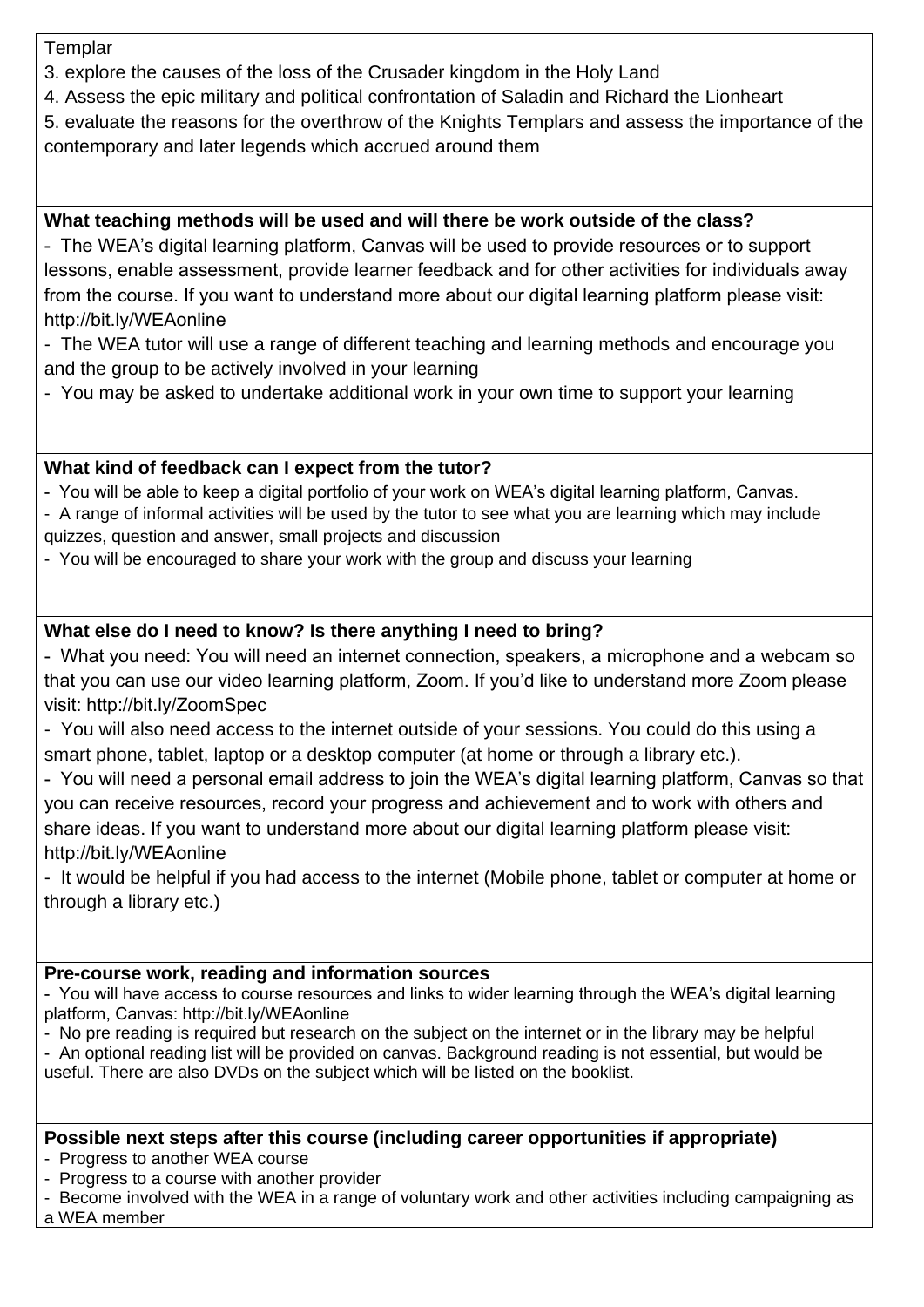Templar

3. explore the causes of the loss of the Crusader kingdom in the Holy Land
4. Assess the epic military and political confrontation of Saladin and Richard the Lionheart
5. evaluate the reasons for the overthrow of the Knights Templars and assess the importance of the contemporary and later legends which accrued around them

**What teaching methods will be used and will there be work outside of the class?**

- The WEA's digital learning platform, Canvas will be used to provide resources or to support lessons, enable assessment, provide learner feedback and for other activities for individuals away from the course. If you want to understand more about our digital learning platform please visit: http://bit.ly/WEAonline
- The WEA tutor will use a range of different teaching and learning methods and encourage you and the group to be actively involved in your learning
- You may be asked to undertake additional work in your own time to support your learning

**What kind of feedback can I expect from the tutor?**

- You will be able to keep a digital portfolio of your work on WEA's digital learning platform, Canvas.
- A range of informal activities will be used by the tutor to see what you are learning which may include quizzes, question and answer, small projects and discussion
- You will be encouraged to share your work with the group and discuss your learning

**What else do I need to know? Is there anything I need to bring?**

- What you need: You will need an internet connection, speakers, a microphone and a webcam so that you can use our video learning platform, Zoom. If you'd like to understand more Zoom please visit: http://bit.ly/ZoomSpec
- You will also need access to the internet outside of your sessions. You could do this using a smart phone, tablet, laptop or a desktop computer (at home or through a library etc.).
- You will need a personal email address to join the WEA's digital learning platform, Canvas so that you can receive resources, record your progress and achievement and to work with others and share ideas. If you want to understand more about our digital learning platform please visit: http://bit.ly/WEAonline
- It would be helpful if you had access to the internet (Mobile phone, tablet or computer at home or through a library etc.)

**Pre-course work, reading and information sources**

- You will have access to course resources and links to wider learning through the WEA's digital learning platform, Canvas: http://bit.ly/WEAonline
- No pre reading is required but research on the subject on the internet or in the library may be helpful
- An optional reading list will be provided on canvas. Background reading is not essential, but would be useful. There are also DVDs on the subject which will be listed on the booklist.

**Possible next steps after this course (including career opportunities if appropriate)**

- Progress to another WEA course
- Progress to a course with another provider
- Become involved with the WEA in a range of voluntary work and other activities including campaigning as a WEA member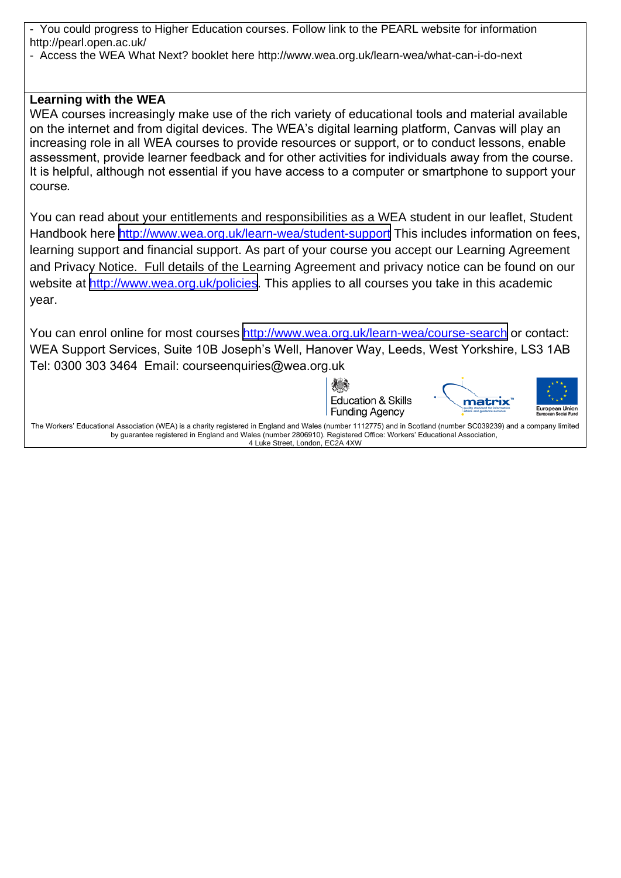- You could progress to Higher Education courses. Follow link to the PEARL website for information http://pearl.open.ac.uk/
- Access the WEA What Next? booklet here http://www.wea.org.uk/learn-wea/what-can-i-do-next

**Learning with the WEA**

WEA courses increasingly make use of the rich variety of educational tools and material available on the internet and from digital devices. The WEA's digital learning platform, Canvas will play an increasing role in all WEA courses to provide resources or support, or to conduct lessons, enable assessment, provide learner feedback and for other activities for individuals away from the course. It is helpful, although not essential if you have access to a computer or smartphone to support your course.

You can read about your entitlements and responsibilities as a WEA student in our leaflet, Student Handbook here http://www.wea.org.uk/learn-wea/student-support This includes information on fees, learning support and financial support. As part of your course you accept our Learning Agreement and Privacy Notice. Full details of the Learning Agreement and privacy notice can be found on our website at http://www.wea.org.uk/policies. This applies to all courses you take in this academic year.

You can enrol online for most courses http://www.wea.org.uk/learn-wea/course-search or contact: WEA Support Services, Suite 10B Joseph's Well, Hanover Way, Leeds, West Yorkshire, LS3 1AB Tel: 0300 303 3464 Email: courseenquiries@wea.org.uk

Education & Skills Funding Agency

matrix

European Union European Social Fund

The Workers' Educational Association (WEA) is a charity registered in England and Wales (number 1112775) and in Scotland (number SC039239) and a company limited by guarantee registered in England and Wales (number 2806910). Registered Office: Workers' Educational Association, 4 Luke Street, London, EC2A 4XW